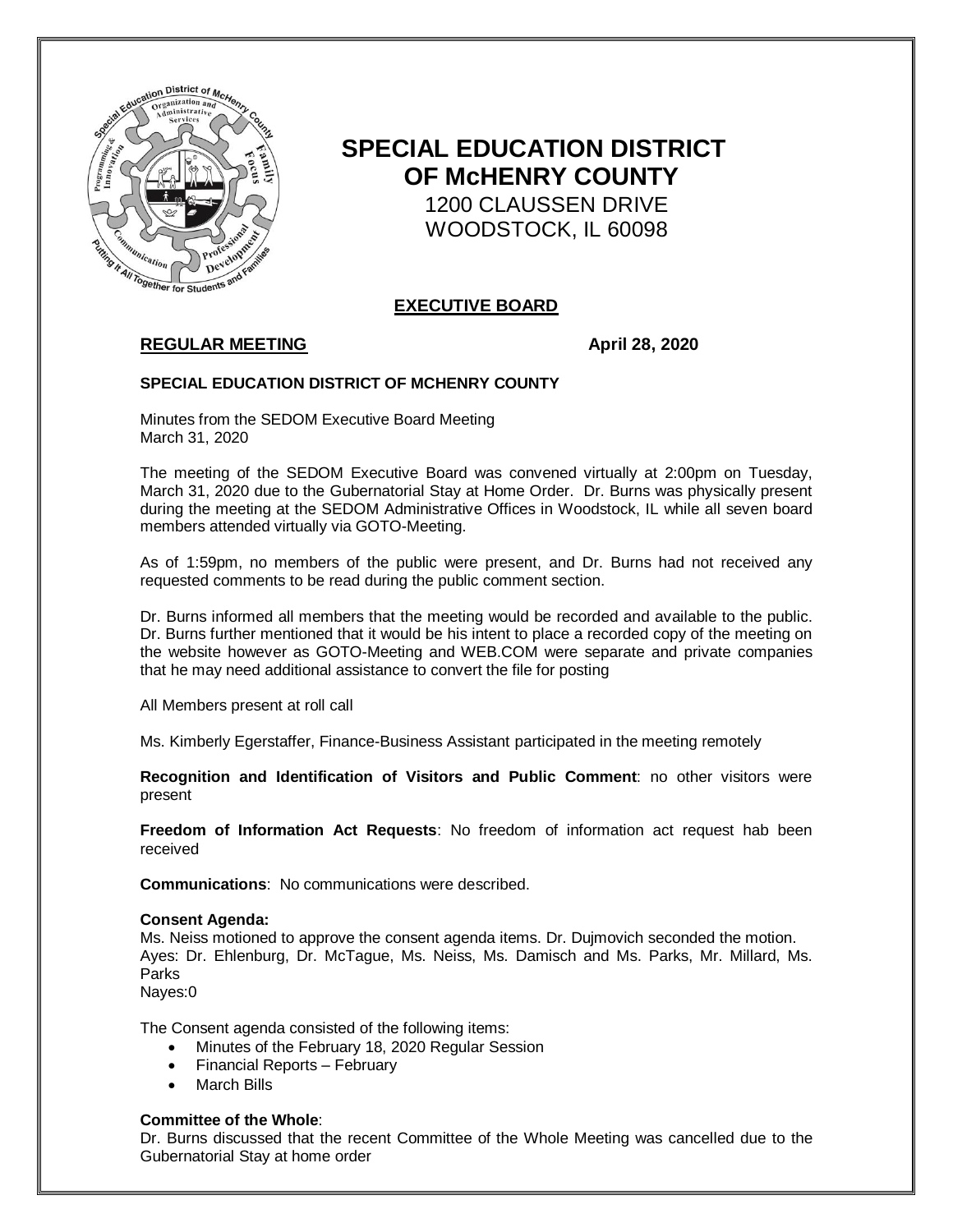# SPECIAL EDUCATION DISTRICT OF McHENRY COUNTY

1200 CLAUSSEN DRIVE
WOODSTOCK, IL 60098

## EXECUTIVE BOARD

**REGULAR MEETING** **April 28, 2020**

**SPECIAL EDUCATION DISTRICT OF MCHENRY COUNTY**

Minutes from the SEDOM Executive Board Meeting
March 31, 2020

The meeting of the SEDOM Executive Board was convened virtually at 2:00pm on Tuesday, March 31, 2020 due to the Gubernatorial Stay at Home Order. Dr. Burns was physically present during the meeting at the SEDOM Administrative Offices in Woodstock, IL while all seven board members attended virtually via GOTO-Meeting.

As of 1:59pm, no members of the public were present, and Dr. Burns had not received any requested comments to be read during the public comment section.

Dr. Burns informed all members that the meeting would be recorded and available to the public. Dr. Burns further mentioned that it would be his intent to place a recorded copy of the meeting on the website however as GOTO-Meeting and WEB.COM were separate and private companies that he may need additional assistance to convert the file for posting

All Members present at roll call

Ms. Kimberly Egerstaffer, Finance-Business Assistant participated in the meeting remotely

**Recognition and Identification of Visitors and Public Comment**: no other visitors were present

**Freedom of Information Act Requests**: No freedom of information act request hab been received

**Communications**: No communications were described.

**Consent Agenda:**
Ms. Neiss motioned to approve the consent agenda items. Dr. Dujmovich seconded the motion.
Ayes: Dr. Ehlenburg, Dr. McTague, Ms. Neiss, Ms. Damisch and Ms. Parks, Mr. Millard, Ms. Parks
Nayes:0

The Consent agenda consisted of the following items:

- Minutes of the February 18, 2020 Regular Session
- Financial Reports – February
- March Bills

**Committee of the Whole**:
Dr. Burns discussed that the recent Committee of the Whole Meeting was cancelled due to the Gubernatorial Stay at home order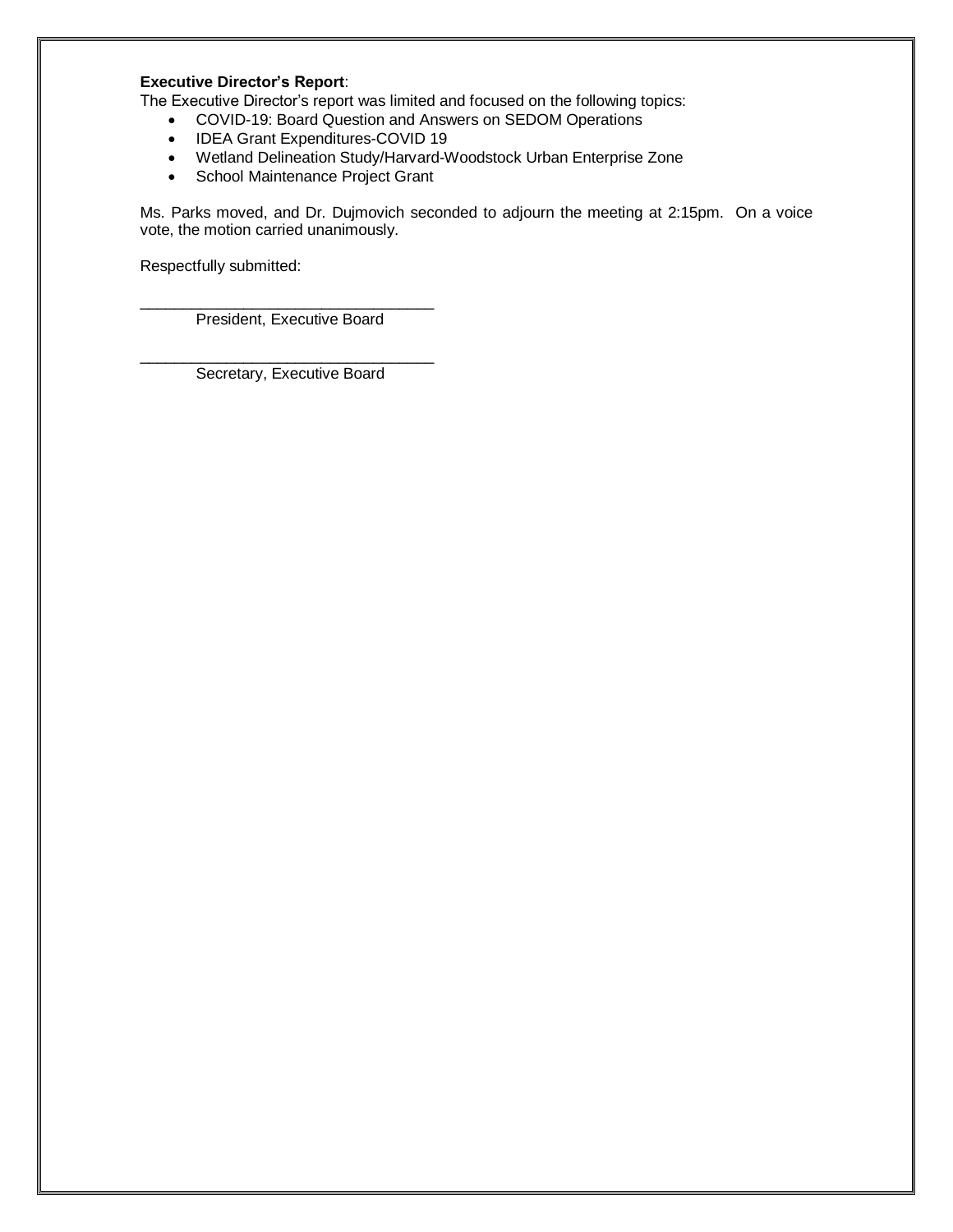**Executive Director's Report**:

The Executive Director's report was limited and focused on the following topics:

- COVID-19: Board Question and Answers on SEDOM Operations
- IDEA Grant Expenditures-COVID 19
- Wetland Delineation Study/Harvard-Woodstock Urban Enterprise Zone
- School Maintenance Project Grant

Ms. Parks moved, and Dr. Dujmovich seconded to adjourn the meeting at 2:15pm. On a voice vote, the motion carried unanimously.

Respectfully submitted:

\_\_\_\_\_\_\_\_\_\_\_\_\_\_\_\_\_\_\_\_\_\_\_\_\_\_\_\_\_\_\_\_\_\_

President, Executive Board

\_\_\_\_\_\_\_\_\_\_\_\_\_\_\_\_\_\_\_\_\_\_\_\_\_\_\_\_\_\_\_\_\_\_

Secretary, Executive Board